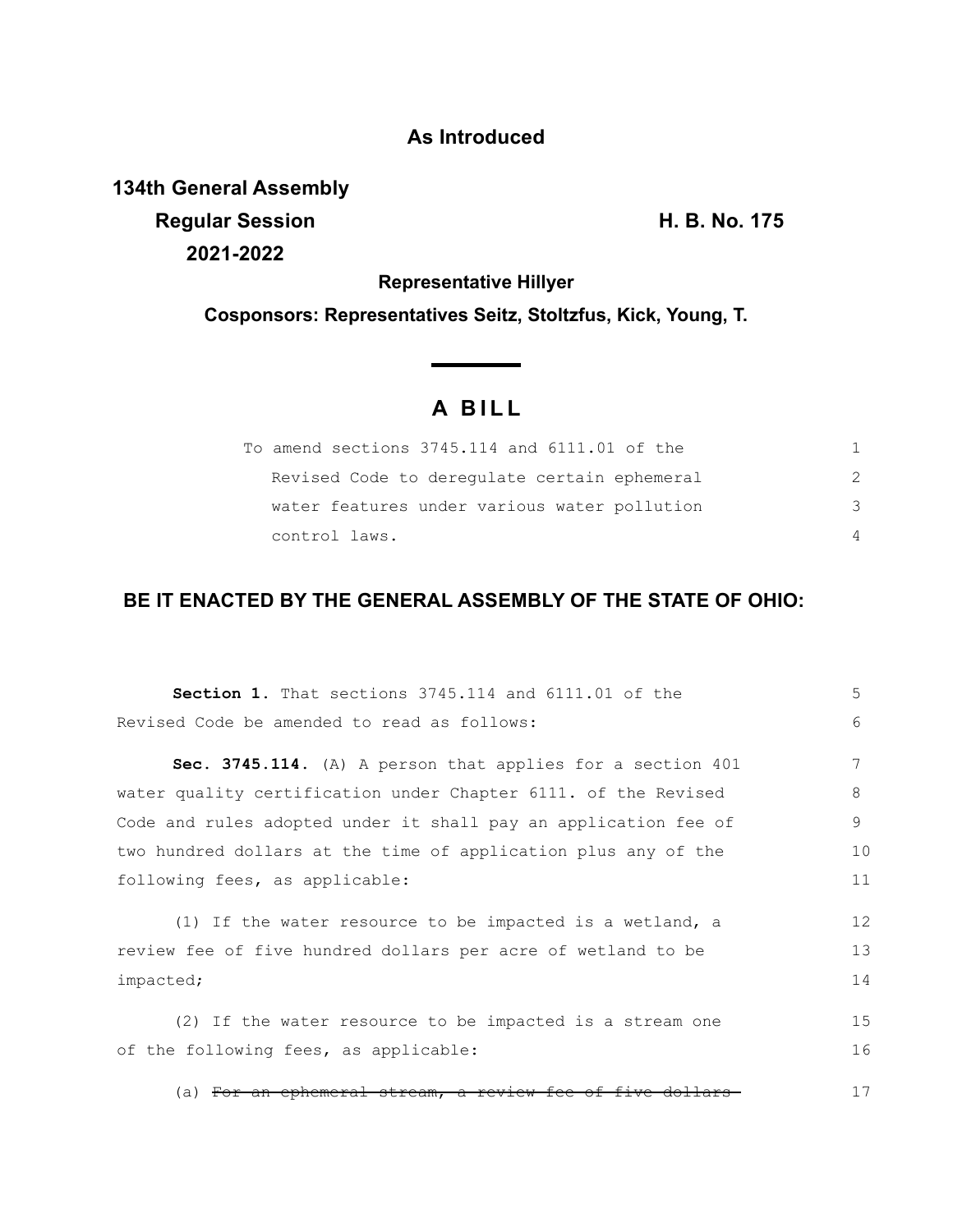**As Introduced**

**134th General Assembly**
**Regular Session** **H. B. No. 175**
**2021-2022**

**Representative Hillyer**

**Cosponsors: Representatives Seitz, Stoltzfus, Kick, Young, T.**

# A BILL

To amend sections 3745.114 and 6111.01 of the Revised Code to deregulate certain ephemeral water features under various water pollution control laws.

## BE IT ENACTED BY THE GENERAL ASSEMBLY OF THE STATE OF OHIO:

**Section 1.** That sections 3745.114 and 6111.01 of the Revised Code be amended to read as follows:

**Sec. 3745.114.** (A) A person that applies for a section 401 water quality certification under Chapter 6111. of the Revised Code and rules adopted under it shall pay an application fee of two hundred dollars at the time of application plus any of the following fees, as applicable:

(1) If the water resource to be impacted is a wetland, a review fee of five hundred dollars per acre of wetland to be impacted;

(2) If the water resource to be impacted is a stream one of the following fees, as applicable:

(a) ~~For an ephemeral stream, a review fee of five dollars~~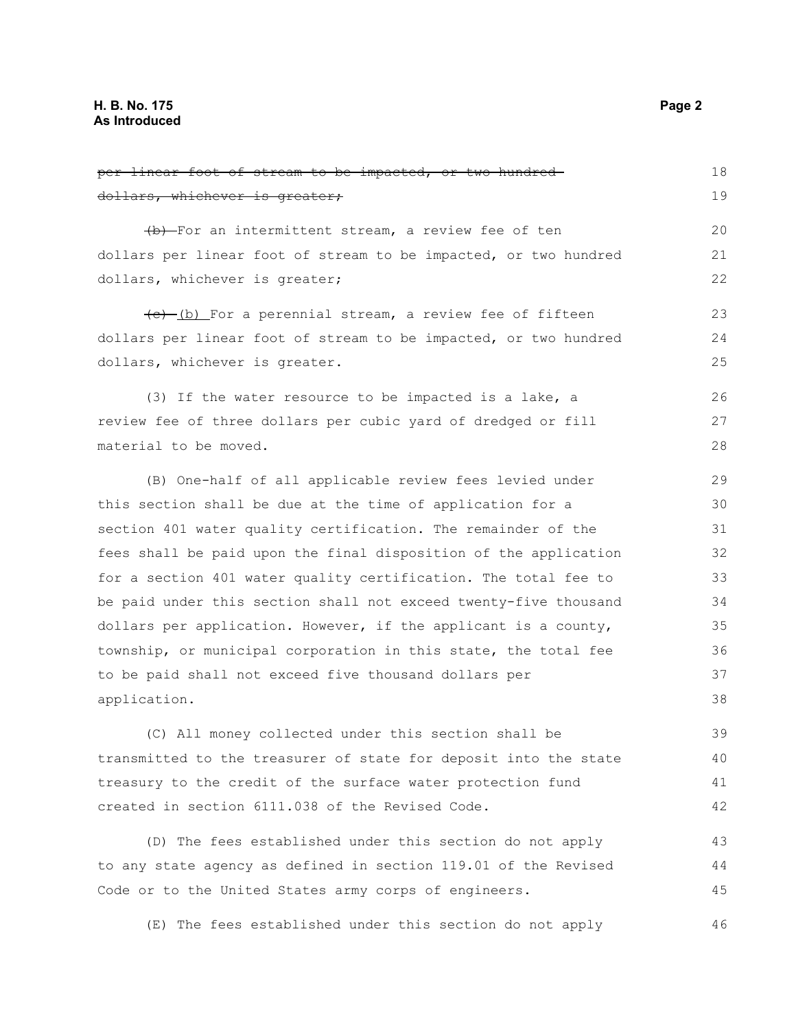~~per linear foot of stream to be impacted, or two hundred dollars, whichever is greater;~~

~~(b)~~ For an intermittent stream, a review fee of ten dollars per linear foot of stream to be impacted, or two hundred dollars, whichever is greater;

~~(c)~~ (b) For a perennial stream, a review fee of fifteen dollars per linear foot of stream to be impacted, or two hundred dollars, whichever is greater.

(3) If the water resource to be impacted is a lake, a review fee of three dollars per cubic yard of dredged or fill material to be moved.

(B) One-half of all applicable review fees levied under this section shall be due at the time of application for a section 401 water quality certification. The remainder of the fees shall be paid upon the final disposition of the application for a section 401 water quality certification. The total fee to be paid under this section shall not exceed twenty-five thousand dollars per application. However, if the applicant is a county, township, or municipal corporation in this state, the total fee to be paid shall not exceed five thousand dollars per application.

(C) All money collected under this section shall be transmitted to the treasurer of state for deposit into the state treasury to the credit of the surface water protection fund created in section 6111.038 of the Revised Code.

(D) The fees established under this section do not apply to any state agency as defined in section 119.01 of the Revised Code or to the United States army corps of engineers.

(E) The fees established under this section do not apply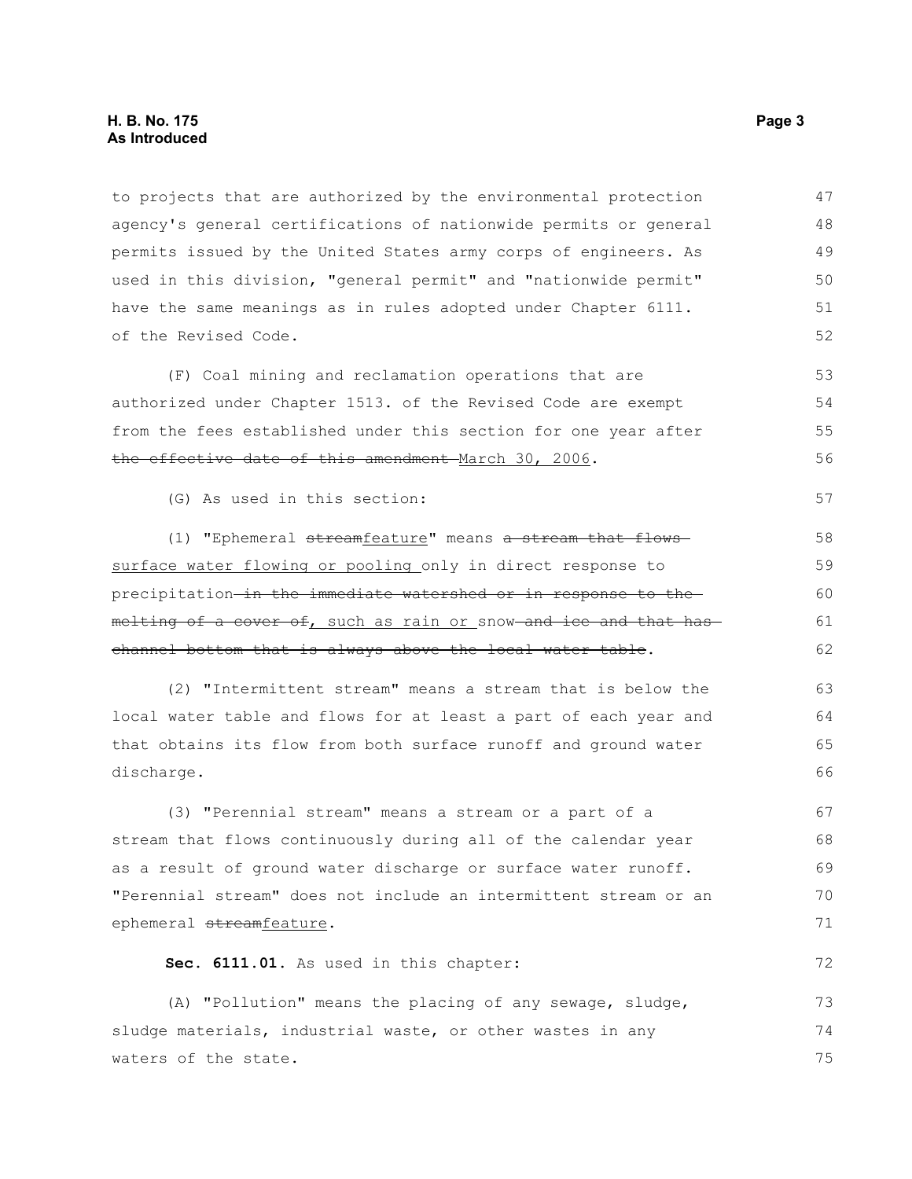to projects that are authorized by the environmental protection agency's general certifications of nationwide permits or general permits issued by the United States army corps of engineers. As used in this division, "general permit" and "nationwide permit" have the same meanings as in rules adopted under Chapter 6111. of the Revised Code.

(F) Coal mining and reclamation operations that are authorized under Chapter 1513. of the Revised Code are exempt from the fees established under this section for one year after ~~the effective date of this amendment~~ <u>March 30, 2006</u>.

(G) As used in this section:

(1) "Ephemeral ~~stream~~<u>feature</u>" means ~~a stream that flows~~ <u>surface water flowing or pooling</u> only in direct response to precipitation ~~in the immediate watershed or in response to the melting of a cover of~~<u>, such as rain or</u> snow ~~and ice and that has channel bottom that is always above the local water table~~.

(2) "Intermittent stream" means a stream that is below the local water table and flows for at least a part of each year and that obtains its flow from both surface runoff and ground water discharge.

(3) "Perennial stream" means a stream or a part of a stream that flows continuously during all of the calendar year as a result of ground water discharge or surface water runoff. "Perennial stream" does not include an intermittent stream or an ephemeral ~~stream~~<u>feature</u>.

**Sec. 6111.01.** As used in this chapter:

(A) "Pollution" means the placing of any sewage, sludge, sludge materials, industrial waste, or other wastes in any waters of the state.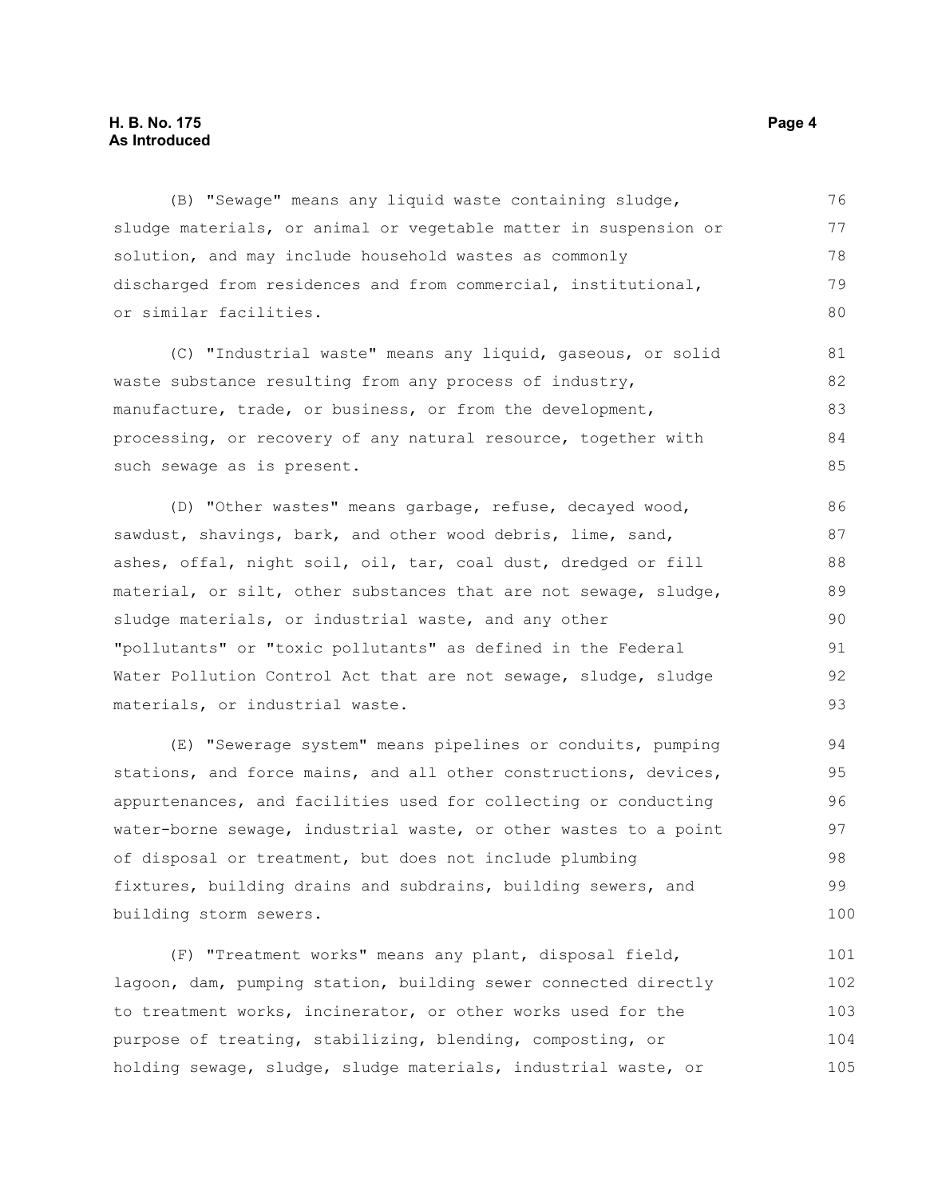(B) "Sewage" means any liquid waste containing sludge, sludge materials, or animal or vegetable matter in suspension or solution, and may include household wastes as commonly discharged from residences and from commercial, institutional, or similar facilities.

(C) "Industrial waste" means any liquid, gaseous, or solid waste substance resulting from any process of industry, manufacture, trade, or business, or from the development, processing, or recovery of any natural resource, together with such sewage as is present.

(D) "Other wastes" means garbage, refuse, decayed wood, sawdust, shavings, bark, and other wood debris, lime, sand, ashes, offal, night soil, oil, tar, coal dust, dredged or fill material, or silt, other substances that are not sewage, sludge, sludge materials, or industrial waste, and any other "pollutants" or "toxic pollutants" as defined in the Federal Water Pollution Control Act that are not sewage, sludge, sludge materials, or industrial waste.

(E) "Sewerage system" means pipelines or conduits, pumping stations, and force mains, and all other constructions, devices, appurtenances, and facilities used for collecting or conducting water-borne sewage, industrial waste, or other wastes to a point of disposal or treatment, but does not include plumbing fixtures, building drains and subdrains, building sewers, and building storm sewers.

(F) "Treatment works" means any plant, disposal field, lagoon, dam, pumping station, building sewer connected directly to treatment works, incinerator, or other works used for the purpose of treating, stabilizing, blending, composting, or holding sewage, sludge, sludge materials, industrial waste, or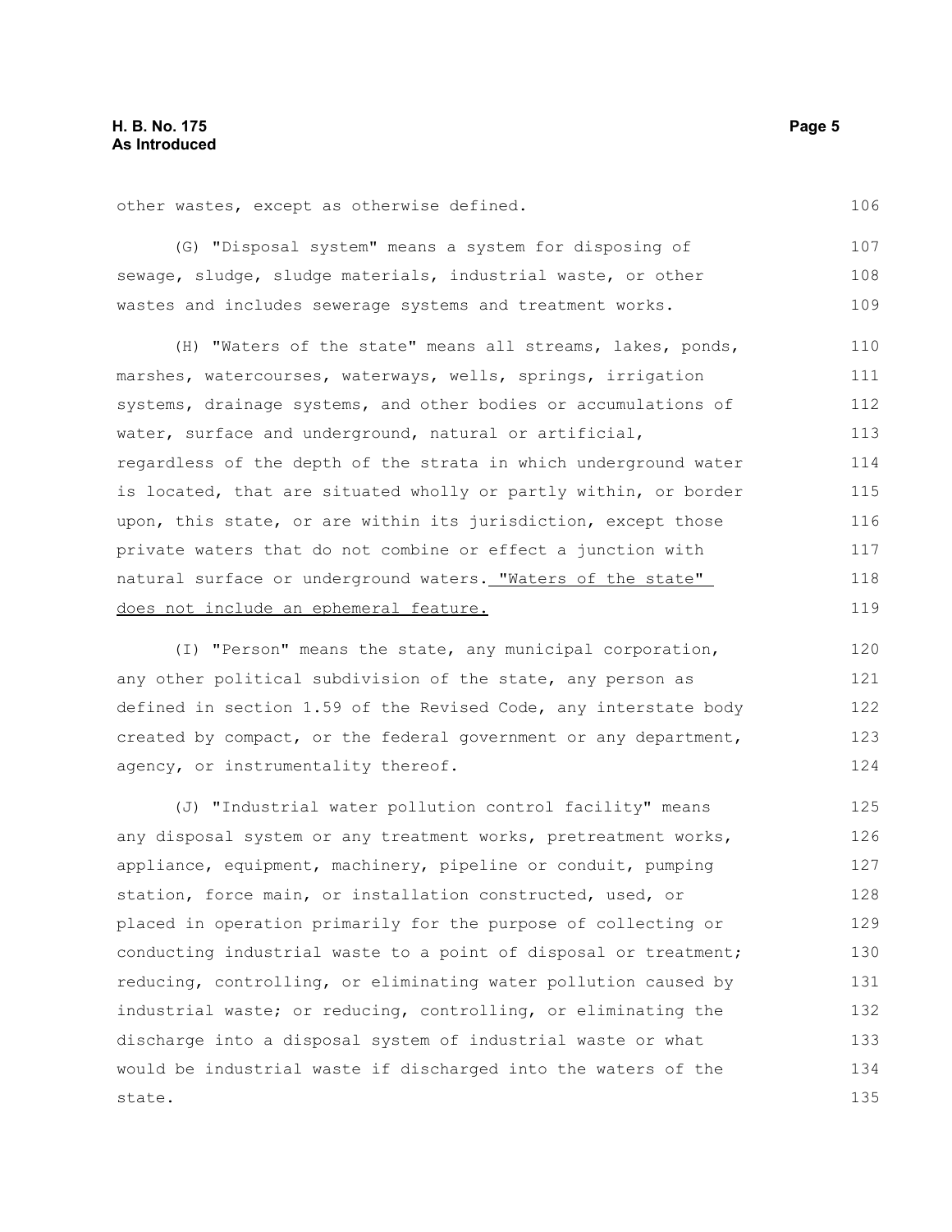other wastes, except as otherwise defined.

(G) "Disposal system" means a system for disposing of sewage, sludge, sludge materials, industrial waste, or other wastes and includes sewerage systems and treatment works.

(H) "Waters of the state" means all streams, lakes, ponds, marshes, watercourses, waterways, wells, springs, irrigation systems, drainage systems, and other bodies or accumulations of water, surface and underground, natural or artificial, regardless of the depth of the strata in which underground water is located, that are situated wholly or partly within, or border upon, this state, or are within its jurisdiction, except those private waters that do not combine or effect a junction with natural surface or underground waters. <u>"Waters of the state" does not include an ephemeral feature.</u>

(I) "Person" means the state, any municipal corporation, any other political subdivision of the state, any person as defined in section 1.59 of the Revised Code, any interstate body created by compact, or the federal government or any department, agency, or instrumentality thereof.

(J) "Industrial water pollution control facility" means any disposal system or any treatment works, pretreatment works, appliance, equipment, machinery, pipeline or conduit, pumping station, force main, or installation constructed, used, or placed in operation primarily for the purpose of collecting or conducting industrial waste to a point of disposal or treatment; reducing, controlling, or eliminating water pollution caused by industrial waste; or reducing, controlling, or eliminating the discharge into a disposal system of industrial waste or what would be industrial waste if discharged into the waters of the state.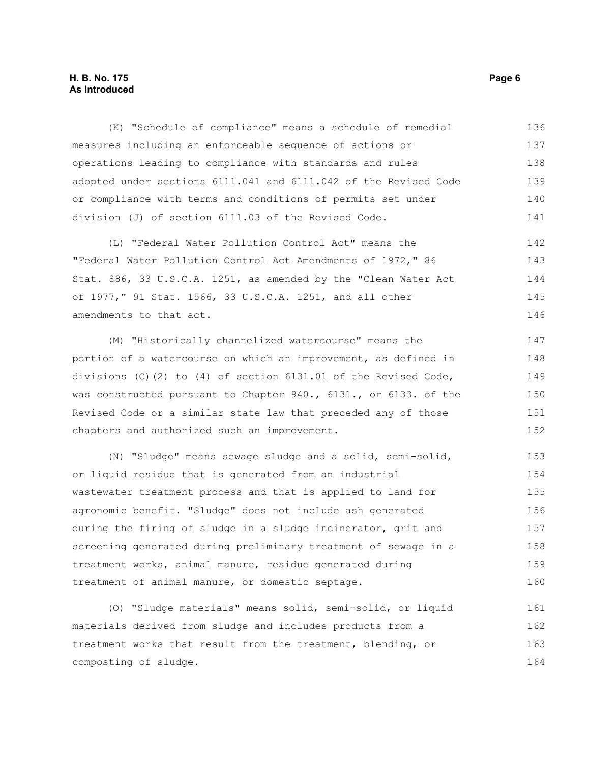(K) "Schedule of compliance" means a schedule of remedial measures including an enforceable sequence of actions or operations leading to compliance with standards and rules adopted under sections 6111.041 and 6111.042 of the Revised Code or compliance with terms and conditions of permits set under division (J) of section 6111.03 of the Revised Code.

(L) "Federal Water Pollution Control Act" means the "Federal Water Pollution Control Act Amendments of 1972," 86 Stat. 886, 33 U.S.C.A. 1251, as amended by the "Clean Water Act of 1977," 91 Stat. 1566, 33 U.S.C.A. 1251, and all other amendments to that act.

(M) "Historically channelized watercourse" means the portion of a watercourse on which an improvement, as defined in divisions (C)(2) to (4) of section 6131.01 of the Revised Code, was constructed pursuant to Chapter 940., 6131., or 6133. of the Revised Code or a similar state law that preceded any of those chapters and authorized such an improvement.

(N) "Sludge" means sewage sludge and a solid, semi-solid, or liquid residue that is generated from an industrial wastewater treatment process and that is applied to land for agronomic benefit. "Sludge" does not include ash generated during the firing of sludge in a sludge incinerator, grit and screening generated during preliminary treatment of sewage in a treatment works, animal manure, residue generated during treatment of animal manure, or domestic septage.

(O) "Sludge materials" means solid, semi-solid, or liquid materials derived from sludge and includes products from a treatment works that result from the treatment, blending, or composting of sludge.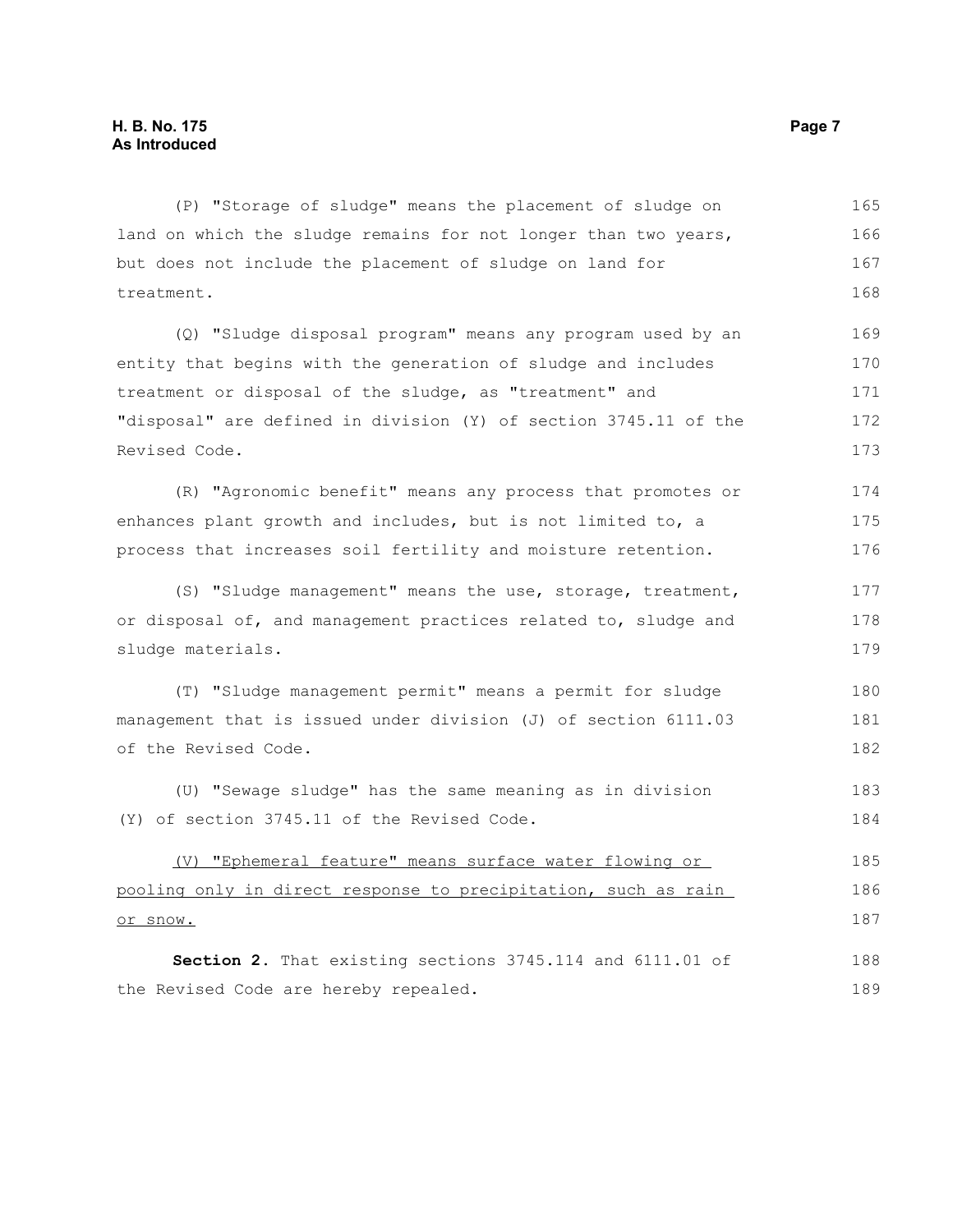(P) "Storage of sludge" means the placement of sludge on land on which the sludge remains for not longer than two years, but does not include the placement of sludge on land for treatment.

(Q) "Sludge disposal program" means any program used by an entity that begins with the generation of sludge and includes treatment or disposal of the sludge, as "treatment" and "disposal" are defined in division (Y) of section 3745.11 of the Revised Code.

(R) "Agronomic benefit" means any process that promotes or enhances plant growth and includes, but is not limited to, a process that increases soil fertility and moisture retention.

(S) "Sludge management" means the use, storage, treatment, or disposal of, and management practices related to, sludge and sludge materials.

(T) "Sludge management permit" means a permit for sludge management that is issued under division (J) of section 6111.03 of the Revised Code.

(U) "Sewage sludge" has the same meaning as in division (Y) of section 3745.11 of the Revised Code.

<u>(V) "Ephemeral feature" means surface water flowing or pooling only in direct response to precipitation, such as rain or snow.</u>

**Section 2.** That existing sections 3745.114 and 6111.01 of the Revised Code are hereby repealed.